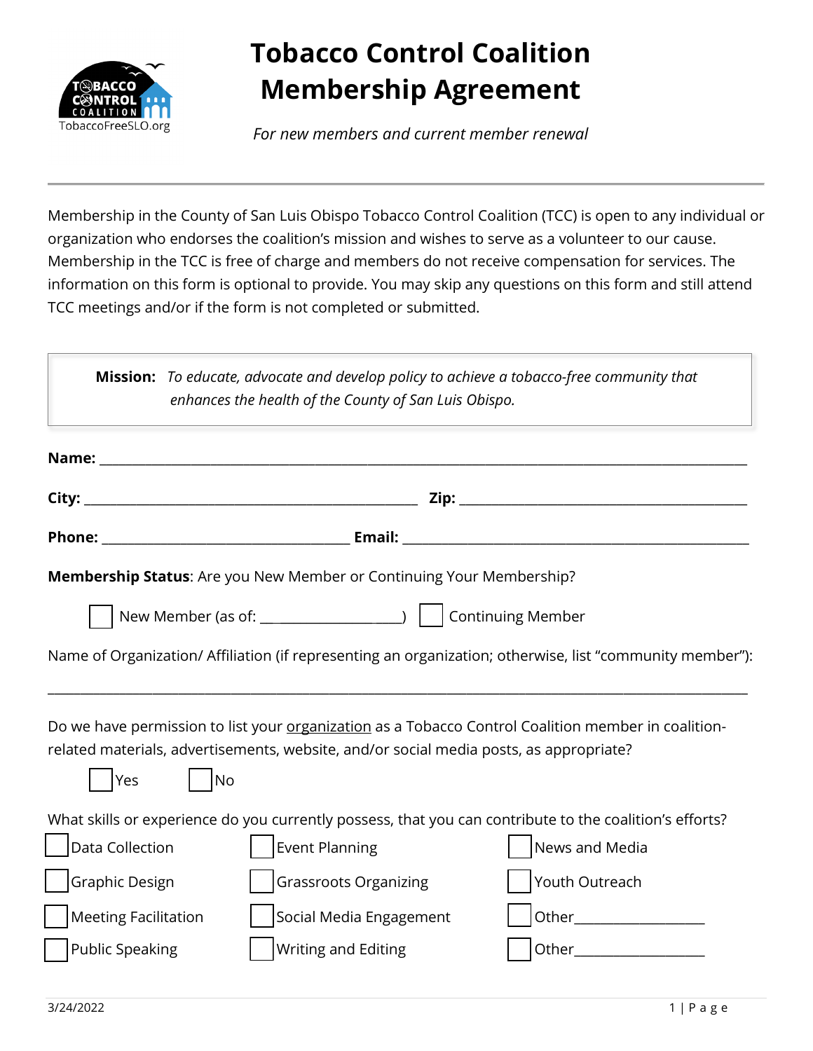TOBACCO CONTROL COALITION
TobaccoFreeSLO.org

# Tobacco Control Coalition Membership Agreement

*For new members and current member renewal*

---

Membership in the County of San Luis Obispo Tobacco Control Coalition (TCC) is open to any individual or organization who endorses the coalition's mission and wishes to serve as a volunteer to our cause. Membership in the TCC is free of charge and members do not receive compensation for services. The information on this form is optional to provide. You may skip any questions on this form and still attend TCC meetings and/or if the form is not completed or submitted.

> **Mission:** *To educate, advocate and develop policy to achieve a tobacco-free community that enhances the health of the County of San Luis Obispo.*

**Name:** ______________________________________________________________________________

**City:** ________________________________________ **Zip:** ___________________________________

**Phone:** ______________________________ **Email:** ______________________________________

**Membership Status**: Are you New Member or Continuing Your Membership?

☐ New Member (as of: ____________________) ☐ Continuing Member

Name of Organization/ Affiliation (if representing an organization; otherwise, list "community member"):

______________________________________________________________________________________

Do we have permission to list your organization as a Tobacco Control Coalition member in coalition-related materials, advertisements, website, and/or social media posts, as appropriate?

☐ Yes ☐ No

What skills or experience do you currently possess, that you can contribute to the coalition's efforts?

☐ Data Collection ☐ Event Planning ☐ News and Media

☐ Graphic Design ☐ Grassroots Organizing ☐ Youth Outreach

☐ Meeting Facilitation ☐ Social Media Engagement ☐ Other__________________

☐ Public Speaking ☐ Writing and Editing ☐ Other__________________

3/24/2022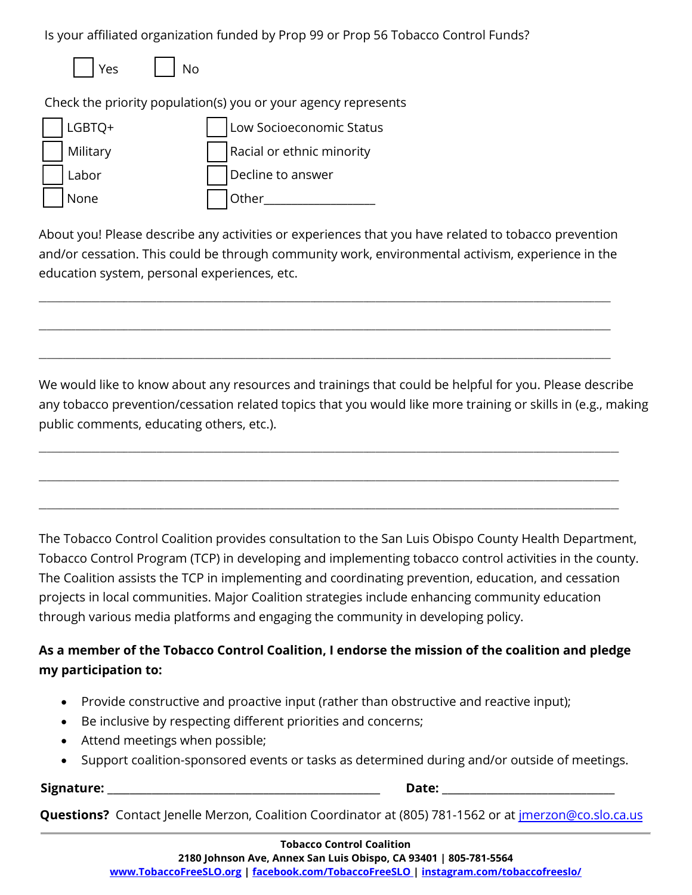Is your affiliated organization funded by Prop 99 or Prop 56 Tobacco Control Funds?

☐ Yes ☐ No

Check the priority population(s) you or your agency represents

| | |
|---|---|
| ☐ LGBTQ+ | ☐ Low Socioeconomic Status |
| ☐ Military | ☐ Racial or ethnic minority |
| ☐ Labor | ☐ Decline to answer |
| ☐ None | ☐ Other_________________ |

About you! Please describe any activities or experiences that you have related to tobacco prevention and/or cessation. This could be through community work, environmental activism, experience in the education system, personal experiences, etc.

_____________________________________________________________________________________

_____________________________________________________________________________________

_____________________________________________________________________________________

We would like to know about any resources and trainings that could be helpful for you. Please describe any tobacco prevention/cessation related topics that you would like more training or skills in (e.g., making public comments, educating others, etc.).

_____________________________________________________________________________________

_____________________________________________________________________________________

_____________________________________________________________________________________

The Tobacco Control Coalition provides consultation to the San Luis Obispo County Health Department, Tobacco Control Program (TCP) in developing and implementing tobacco control activities in the county. The Coalition assists the TCP in implementing and coordinating prevention, education, and cessation projects in local communities. Major Coalition strategies include enhancing community education through various media platforms and engaging the community in developing policy.

**As a member of the Tobacco Control Coalition, I endorse the mission of the coalition and pledge my participation to:**

- Provide constructive and proactive input (rather than obstructive and reactive input);
- Be inclusive by respecting different priorities and concerns;
- Attend meetings when possible;
- Support coalition-sponsored events or tasks as determined during and/or outside of meetings.

**Signature:** _________________________________________ **Date:** __________________________

**Questions?** Contact Jenelle Merzon, Coalition Coordinator at (805) 781-1562 or at jmerzon@co.slo.ca.us

**Tobacco Control Coalition**
**2180 Johnson Ave, Annex San Luis Obispo, CA 93401 | 805-781-5564**
**www.TobaccoFreeSLO.org | facebook.com/TobaccoFreeSLO | instagram.com/tobaccofreeslo/**